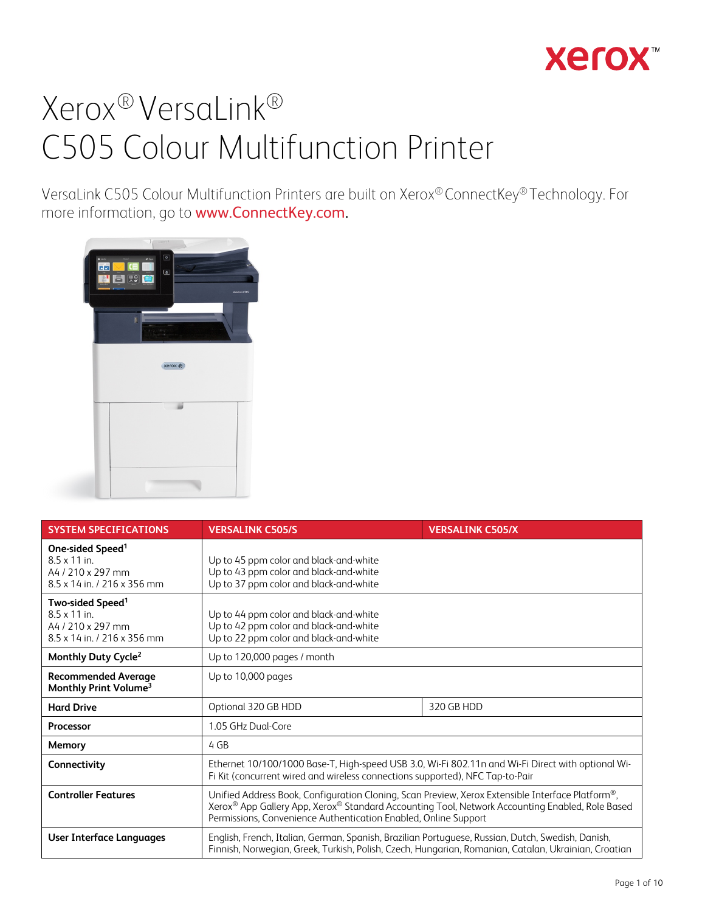# Xerox® VersaLink® C505 Colour Multifunction Printer

VersaLink C505 Colour Multifunction Printers are built on Xerox® ConnectKey® Technology. For more information, go to www.ConnectKey.com.

| SYSTEM SPECIFICATIONS | VERSALINK C505/S | VERSALINK C505/X |
|---|---|---|
| **One-sided Speed**[1]<br>8.5 x 11 in.<br>A4 / 210 x 297 mm<br>8.5 x 14 in. / 216 x 356 mm | Up to 45 ppm color and black-and-white<br>Up to 43 ppm color and black-and-white<br>Up to 37 ppm color and black-and-white | |
| **Two-sided Speed**[1]<br>8.5 x 11 in.<br>A4 / 210 x 297 mm<br>8.5 x 14 in. / 216 x 356 mm | Up to 44 ppm color and black-and-white<br>Up to 42 ppm color and black-and-white<br>Up to 22 ppm color and black-and-white | |
| **Monthly Duty Cycle**[2] | Up to 120,000 pages / month | |
| **Recommended Average Monthly Print Volume**[3] | Up to 10,000 pages | |
| **Hard Drive** | Optional 320 GB HDD | 320 GB HDD |
| **Processor** | 1.05 GHz Dual-Core | |
| **Memory** | 4 GB | |
| **Connectivity** | Ethernet 10/100/1000 Base-T, High-speed USB 3.0, Wi-Fi 802.11n and Wi-Fi Direct with optional Wi-Fi Kit (concurrent wired and wireless connections supported), NFC Tap-to-Pair | |
| **Controller Features** | Unified Address Book, Configuration Cloning, Scan Preview, Xerox Extensible Interface Platform®, Xerox® App Gallery App, Xerox® Standard Accounting Tool, Network Accounting Enabled, Role Based Permissions, Convenience Authentication Enabled, Online Support | |
| **User Interface Languages** | English, French, Italian, German, Spanish, Brazilian Portuguese, Russian, Dutch, Swedish, Danish, Finnish, Norwegian, Greek, Turkish, Polish, Czech, Hungarian, Romanian, Catalan, Ukrainian, Croatian | |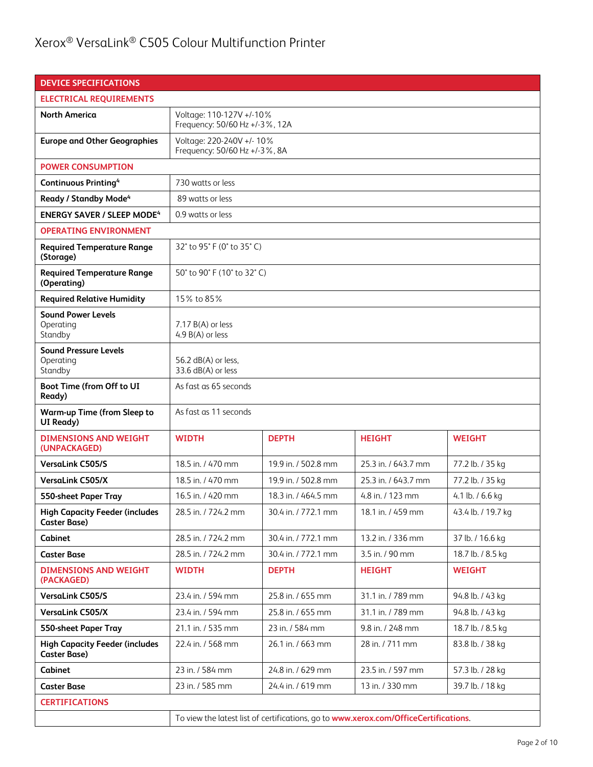# Xerox® VersaLink® C505 Colour Multifunction Printer

| DEVICE SPECIFICATIONS | | | | |
|---|---|---|---|---|
| **ELECTRICAL REQUIREMENTS** | | | | |
| **North America** | Voltage: 110-127V +/-10%<br>Frequency: 50/60 Hz +/-3%, 12A | | | |
| **Europe and Other Geographies** | Voltage: 220-240V +/- 10%<br>Frequency: 50/60 Hz +/-3%, 8A | | | |
| **POWER CONSUMPTION** | | | | |
| **Continuous Printing**[4] | 730 watts or less | | | |
| **Ready / Standby Mode**[4] | 89 watts or less | | | |
| **ENERGY SAVER / SLEEP MODE**[4] | 0.9 watts or less | | | |
| **OPERATING ENVIRONMENT** | | | | |
| **Required Temperature Range (Storage)** | 32° to 95° F (0° to 35° C) | | | |
| **Required Temperature Range (Operating)** | 50° to 90° F (10° to 32° C) | | | |
| **Required Relative Humidity** | 15% to 85% | | | |
| **Sound Power Levels**<br>Operating<br>Standby | 7.17 B(A) or less<br>4.9 B(A) or less | | | |
| **Sound Pressure Levels**<br>Operating<br>Standby | 56.2 dB(A) or less,<br>33.6 dB(A) or less | | | |
| **Boot Time (from Off to UI Ready)** | As fast as 65 seconds | | | |
| **Warm-up Time (from Sleep to UI Ready)** | As fast as 11 seconds | | | |
| **DIMENSIONS AND WEIGHT (UNPACKAGED)** | **WIDTH** | **DEPTH** | **HEIGHT** | **WEIGHT** |
| **VersaLink C505/S** | 18.5 in. / 470 mm | 19.9 in. / 502.8 mm | 25.3 in. / 643.7 mm | 77.2 lb. / 35 kg |
| **VersaLink C505/X** | 18.5 in. / 470 mm | 19.9 in. / 502.8 mm | 25.3 in. / 643.7 mm | 77.2 lb. / 35 kg |
| **550-sheet Paper Tray** | 16.5 in. / 420 mm | 18.3 in. / 464.5 mm | 4.8 in. / 123 mm | 4.1 lb. / 6.6 kg |
| **High Capacity Feeder (includes Caster Base)** | 28.5 in. / 724.2 mm | 30.4 in. / 772.1 mm | 18.1 in. / 459 mm | 43.4 lb. / 19.7 kg |
| **Cabinet** | 28.5 in. / 724.2 mm | 30.4 in. / 772.1 mm | 13.2 in. / 336 mm | 37 lb. / 16.6 kg |
| **Caster Base** | 28.5 in. / 724.2 mm | 30.4 in. / 772.1 mm | 3.5 in. / 90 mm | 18.7 lb. / 8.5 kg |
| **DIMENSIONS AND WEIGHT (PACKAGED)** | **WIDTH** | **DEPTH** | **HEIGHT** | **WEIGHT** |
| **VersaLink C505/S** | 23.4 in. / 594 mm | 25.8 in. / 655 mm | 31.1 in. / 789 mm | 94.8 lb. / 43 kg |
| **VersaLink C505/X** | 23.4 in. / 594 mm | 25.8 in. / 655 mm | 31.1 in. / 789 mm | 94.8 lb. / 43 kg |
| **550-sheet Paper Tray** | 21.1 in. / 535 mm | 23 in. / 584 mm | 9.8 in. / 248 mm | 18.7 lb. / 8.5 kg |
| **High Capacity Feeder (includes Caster Base)** | 22.4 in. / 568 mm | 26.1 in. / 663 mm | 28 in. / 711 mm | 83.8 lb. / 38 kg |
| **Cabinet** | 23 in. / 584 mm | 24.8 in. / 629 mm | 23.5 in. / 597 mm | 57.3 lb. / 28 kg |
| **Caster Base** | 23 in. / 585 mm | 24.4 in. / 619 mm | 13 in. / 330 mm | 39.7 lb. / 18 kg |
| **CERTIFICATIONS** | | | | |
| | To view the latest list of certifications, go to www.xerox.com/OfficeCertifications. | | | |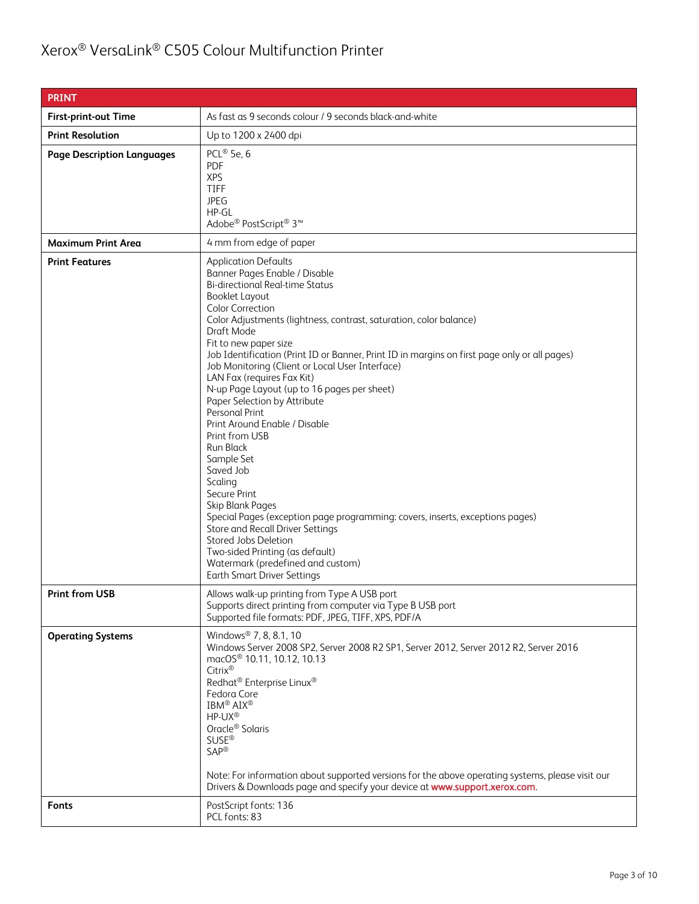# Xerox® VersaLink® C505 Colour Multifunction Printer

| PRINT | |
|---|---|
| **First-print-out Time** | As fast as 9 seconds colour / 9 seconds black-and-white |
| **Print Resolution** | Up to 1200 x 2400 dpi |
| **Page Description Languages** | PCL® 5e, 6<br>PDF<br>XPS<br>TIFF<br>JPEG<br>HP-GL<br>Adobe® PostScript® 3™ |
| **Maximum Print Area** | 4 mm from edge of paper |
| **Print Features** | Application Defaults<br>Banner Pages Enable / Disable<br>Bi-directional Real-time Status<br>Booklet Layout<br>Color Correction<br>Color Adjustments (lightness, contrast, saturation, color balance)<br>Draft Mode<br>Fit to new paper size<br>Job Identification (Print ID or Banner, Print ID in margins on first page only or all pages)<br>Job Monitoring (Client or Local User Interface)<br>LAN Fax (requires Fax Kit)<br>N-up Page Layout (up to 16 pages per sheet)<br>Paper Selection by Attribute<br>Personal Print<br>Print Around Enable / Disable<br>Print from USB<br>Run Black<br>Sample Set<br>Saved Job<br>Scaling<br>Secure Print<br>Skip Blank Pages<br>Special Pages (exception page programming: covers, inserts, exceptions pages)<br>Store and Recall Driver Settings<br>Stored Jobs Deletion<br>Two-sided Printing (as default)<br>Watermark (predefined and custom)<br>Earth Smart Driver Settings |
| **Print from USB** | Allows walk-up printing from Type A USB port<br>Supports direct printing from computer via Type B USB port<br>Supported file formats: PDF, JPEG, TIFF, XPS, PDF/A |
| **Operating Systems** | Windows® 7, 8, 8.1, 10<br>Windows Server 2008 SP2, Server 2008 R2 SP1, Server 2012, Server 2012 R2, Server 2016<br>macOS® 10.11, 10.12, 10.13<br>Citrix®<br>Redhat® Enterprise Linux®<br>Fedora Core<br>IBM® AIX®<br>HP-UX®<br>Oracle® Solaris<br>SUSE®<br>SAP®<br><br>Note: For information about supported versions for the above operating systems, please visit our Drivers & Downloads page and specify your device at www.support.xerox.com. |
| **Fonts** | PostScript fonts: 136<br>PCL fonts: 83 |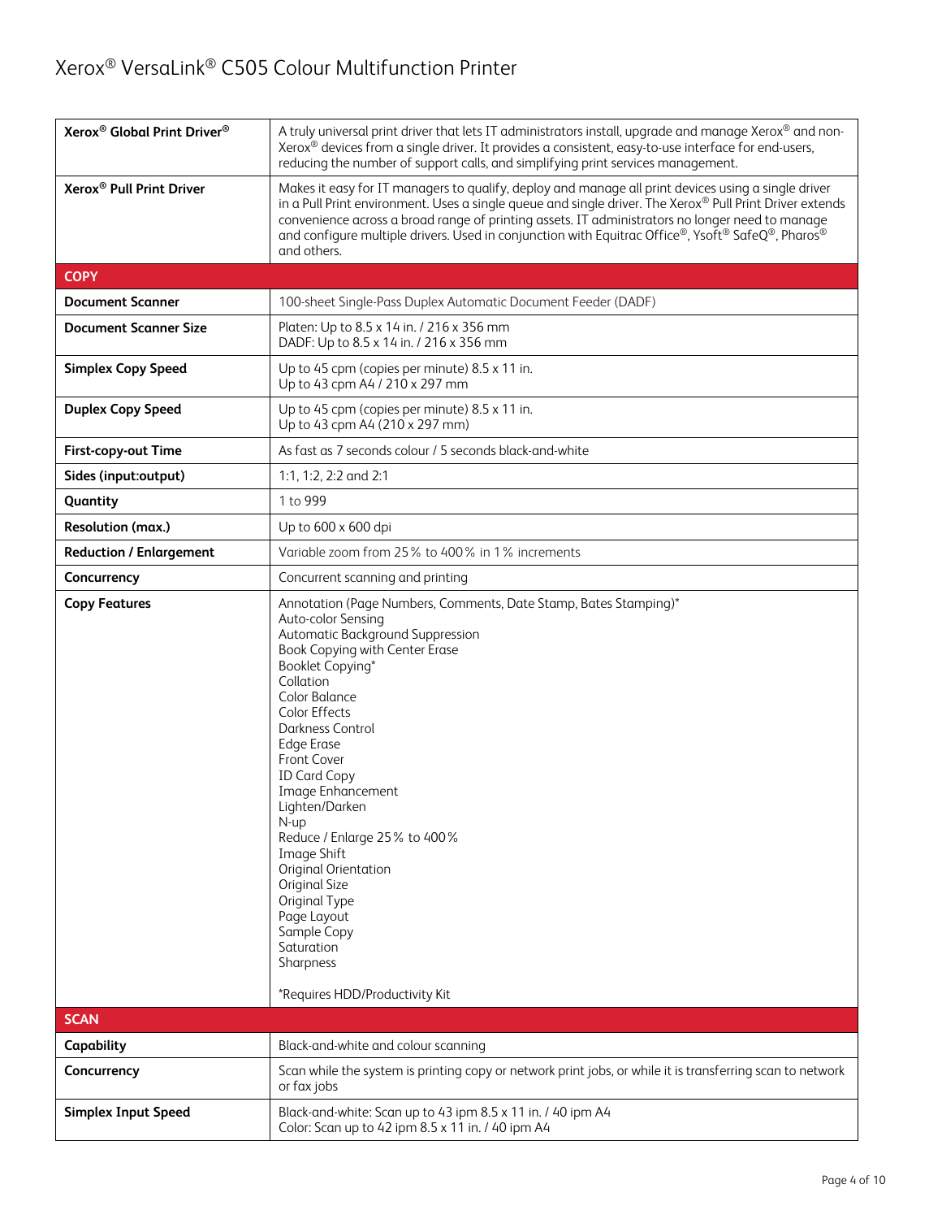| | |
|---|---|
| **Xerox® Global Print Driver®** | A truly universal print driver that lets IT administrators install, upgrade and manage Xerox® and non-Xerox® devices from a single driver. It provides a consistent, easy-to-use interface for end-users, reducing the number of support calls, and simplifying print services management. |
| **Xerox® Pull Print Driver** | Makes it easy for IT managers to qualify, deploy and manage all print devices using a single driver in a Pull Print environment. Uses a single queue and single driver. The Xerox® Pull Print Driver extends convenience across a broad range of printing assets. IT administrators no longer need to manage and configure multiple drivers. Used in conjunction with Equitrac Office®, Ysoft® SafeQ®, Pharos® and others. |
| **COPY** | |
| **Document Scanner** | 100-sheet Single-Pass Duplex Automatic Document Feeder (DADF) |
| **Document Scanner Size** | Platen: Up to 8.5 x 14 in. / 216 x 356 mm<br>DADF: Up to 8.5 x 14 in. / 216 x 356 mm |
| **Simplex Copy Speed** | Up to 45 cpm (copies per minute) 8.5 x 11 in.<br>Up to 43 cpm A4 / 210 x 297 mm |
| **Duplex Copy Speed** | Up to 45 cpm (copies per minute) 8.5 x 11 in.<br>Up to 43 cpm A4 (210 x 297 mm) |
| **First-copy-out Time** | As fast as 7 seconds colour / 5 seconds black-and-white |
| **Sides (input:output)** | 1:1, 1:2, 2:2 and 2:1 |
| **Quantity** | 1 to 999 |
| **Resolution (max.)** | Up to 600 x 600 dpi |
| **Reduction / Enlargement** | Variable zoom from 25% to 400% in 1% increments |
| **Concurrency** | Concurrent scanning and printing |
| **Copy Features** | Annotation (Page Numbers, Comments, Date Stamp, Bates Stamping)*<br>Auto-color Sensing<br>Automatic Background Suppression<br>Book Copying with Center Erase<br>Booklet Copying*<br>Collation<br>Color Balance<br>Color Effects<br>Darkness Control<br>Edge Erase<br>Front Cover<br>ID Card Copy<br>Image Enhancement<br>Lighten/Darken<br>N-up<br>Reduce / Enlarge 25% to 400%<br>Image Shift<br>Original Orientation<br>Original Size<br>Original Type<br>Page Layout<br>Sample Copy<br>Saturation<br>Sharpness<br><br>*Requires HDD/Productivity Kit |
| **SCAN** | |
| **Capability** | Black-and-white and colour scanning |
| **Concurrency** | Scan while the system is printing copy or network print jobs, or while it is transferring scan to network or fax jobs |
| **Simplex Input Speed** | Black-and-white: Scan up to 43 ipm 8.5 x 11 in. / 40 ipm A4<br>Color: Scan up to 42 ipm 8.5 x 11 in. / 40 ipm A4 |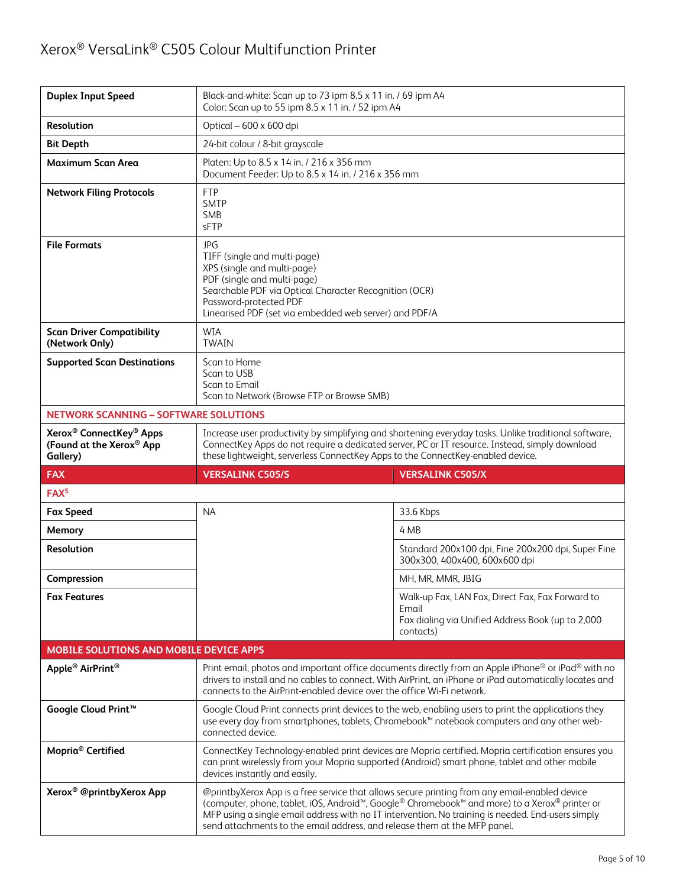| | |
|---|---|
| **Duplex Input Speed** | Black-and-white: Scan up to 73 ipm 8.5 x 11 in. / 69 ipm A4<br>Color: Scan up to 55 ipm 8.5 x 11 in. / 52 ipm A4 |
| **Resolution** | Optical – 600 x 600 dpi |
| **Bit Depth** | 24-bit colour / 8-bit grayscale |
| **Maximum Scan Area** | Platen: Up to 8.5 x 14 in. / 216 x 356 mm<br>Document Feeder: Up to 8.5 x 14 in. / 216 x 356 mm |
| **Network Filing Protocols** | FTP<br>SMTP<br>SMB<br>sFTP |
| **File Formats** | JPG<br>TIFF (single and multi-page)<br>XPS (single and multi-page)<br>PDF (single and multi-page)<br>Searchable PDF via Optical Character Recognition (OCR)<br>Password-protected PDF<br>Linearised PDF (set via embedded web server) and PDF/A |
| **Scan Driver Compatibility (Network Only)** | WIA<br>TWAIN |
| **Supported Scan Destinations** | Scan to Home<br>Scan to USB<br>Scan to Email<br>Scan to Network (Browse FTP or Browse SMB) |
| **NETWORK SCANNING – SOFTWARE SOLUTIONS** | |
| **Xerox® ConnectKey® Apps (Found at the Xerox® App Gallery)** | Increase user productivity by simplifying and shortening everyday tasks. Unlike traditional software, ConnectKey Apps do not require a dedicated server, PC or IT resource. Instead, simply download these lightweight, serverless ConnectKey Apps to the ConnectKey-enabled device. |

| **FAX** | **VERSALINK C505/S** | **VERSALINK C505/X** |
|---|---|---|
| **FAX[5]** | | |
| **Fax Speed** | NA | 33.6 Kbps |
| **Memory** | | 4 MB |
| **Resolution** | | Standard 200x100 dpi, Fine 200x200 dpi, Super Fine 300x300, 400x400, 600x600 dpi |
| **Compression** | | MH, MR, MMR, JBIG |
| **Fax Features** | | Walk-up Fax, LAN Fax, Direct Fax, Fax Forward to Email<br>Fax dialing via Unified Address Book (up to 2,000 contacts) |

| **MOBILE SOLUTIONS AND MOBILE DEVICE APPS** | |
|---|---|
| **Apple® AirPrint®** | Print email, photos and important office documents directly from an Apple iPhone® or iPad® with no drivers to install and no cables to connect. With AirPrint, an iPhone or iPad automatically locates and connects to the AirPrint-enabled device over the office Wi-Fi network. |
| **Google Cloud Print™** | Google Cloud Print connects print devices to the web, enabling users to print the applications they use every day from smartphones, tablets, Chromebook™ notebook computers and any other web-connected device. |
| **Mopria® Certified** | ConnectKey Technology-enabled print devices are Mopria certified. Mopria certification ensures you can print wirelessly from your Mopria supported (Android) smart phone, tablet and other mobile devices instantly and easily. |
| **Xerox® @printbyXerox App** | @printbyXerox App is a free service that allows secure printing from any email-enabled device (computer, phone, tablet, iOS, Android™, Google® Chromebook™ and more) to a Xerox® printer or MFP using a single email address with no IT intervention. No training is needed. End-users simply send attachments to the email address, and release them at the MFP panel. |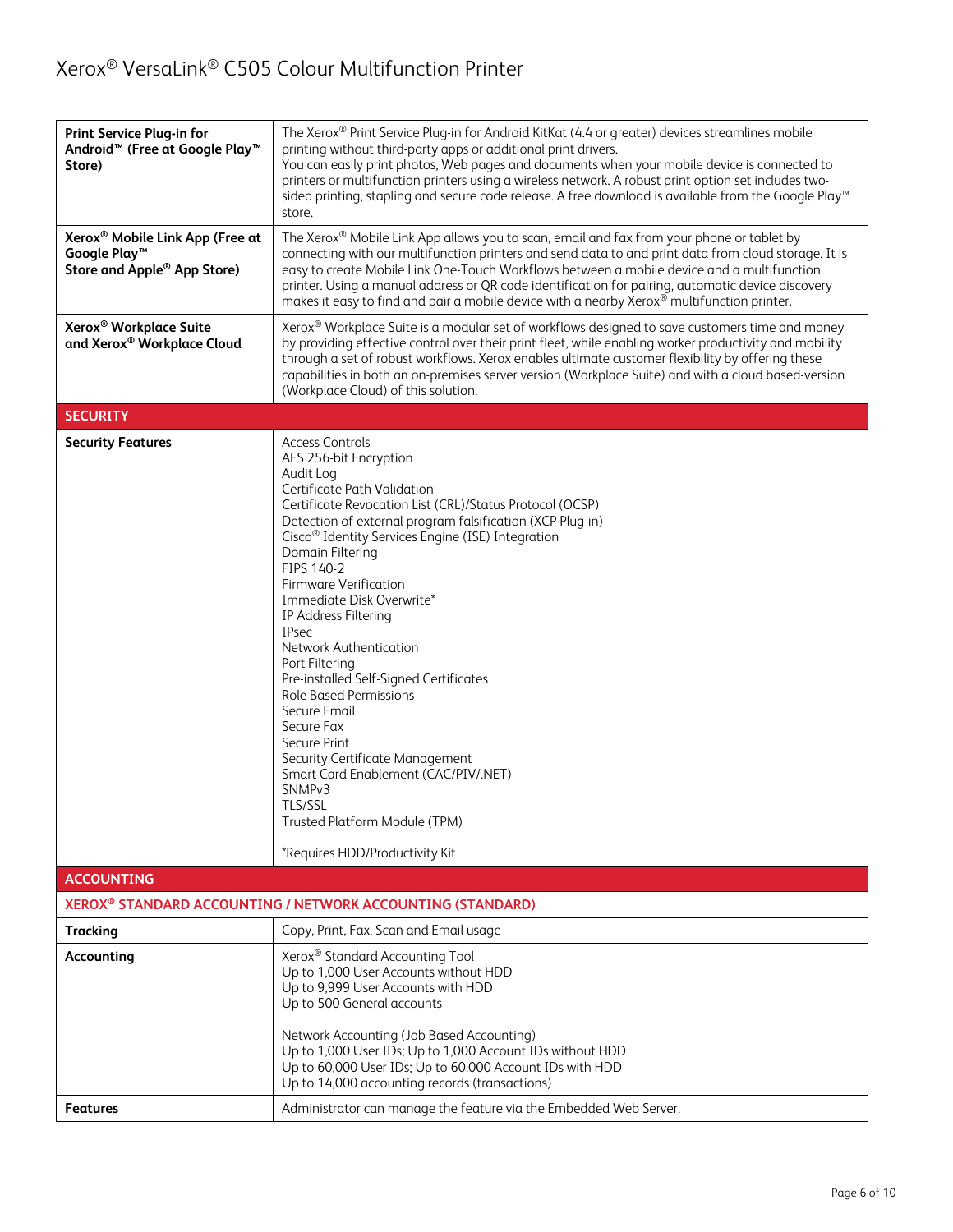| | |
|---|---|
| **Print Service Plug-in for Android™ (Free at Google Play™ Store)** | The Xerox® Print Service Plug-in for Android KitKat (4.4 or greater) devices streamlines mobile printing without third-party apps or additional print drivers.<br>You can easily print photos, Web pages and documents when your mobile device is connected to printers or multifunction printers using a wireless network. A robust print option set includes two-sided printing, stapling and secure code release. A free download is available from the Google Play™ store. |
| **Xerox® Mobile Link App (Free at Google Play™ Store and Apple® App Store)** | The Xerox® Mobile Link App allows you to scan, email and fax from your phone or tablet by connecting with our multifunction printers and send data to and print data from cloud storage. It is easy to create Mobile Link One-Touch Workflows between a mobile device and a multifunction printer. Using a manual address or QR code identification for pairing, automatic device discovery makes it easy to find and pair a mobile device with a nearby Xerox® multifunction printer. |
| **Xerox® Workplace Suite and Xerox® Workplace Cloud** | Xerox® Workplace Suite is a modular set of workflows designed to save customers time and money by providing effective control over their print fleet, while enabling worker productivity and mobility through a set of robust workflows. Xerox enables ultimate customer flexibility by offering these capabilities in both an on-premises server version (Workplace Suite) and with a cloud based-version (Workplace Cloud) of this solution. |
| **SECURITY** | |
| **Security Features** | Access Controls<br>AES 256-bit Encryption<br>Audit Log<br>Certificate Path Validation<br>Certificate Revocation List (CRL)/Status Protocol (OCSP)<br>Detection of external program falsification (XCP Plug-in)<br>Cisco® Identity Services Engine (ISE) Integration<br>Domain Filtering<br>FIPS 140-2<br>Firmware Verification<br>Immediate Disk Overwrite*<br>IP Address Filtering<br>IPsec<br>Network Authentication<br>Port Filtering<br>Pre-installed Self-Signed Certificates<br>Role Based Permissions<br>Secure Email<br>Secure Fax<br>Secure Print<br>Security Certificate Management<br>Smart Card Enablement (CAC/PIV/.NET)<br>SNMPv3<br>TLS/SSL<br>Trusted Platform Module (TPM)<br><br>*Requires HDD/Productivity Kit |
| **ACCOUNTING** | |
| **XEROX® STANDARD ACCOUNTING / NETWORK ACCOUNTING (STANDARD)** | |
| **Tracking** | Copy, Print, Fax, Scan and Email usage |
| **Accounting** | Xerox® Standard Accounting Tool<br>Up to 1,000 User Accounts without HDD<br>Up to 9,999 User Accounts with HDD<br>Up to 500 General accounts<br><br>Network Accounting (Job Based Accounting)<br>Up to 1,000 User IDs; Up to 1,000 Account IDs without HDD<br>Up to 60,000 User IDs; Up to 60,000 Account IDs with HDD<br>Up to 14,000 accounting records (transactions) |
| **Features** | Administrator can manage the feature via the Embedded Web Server. |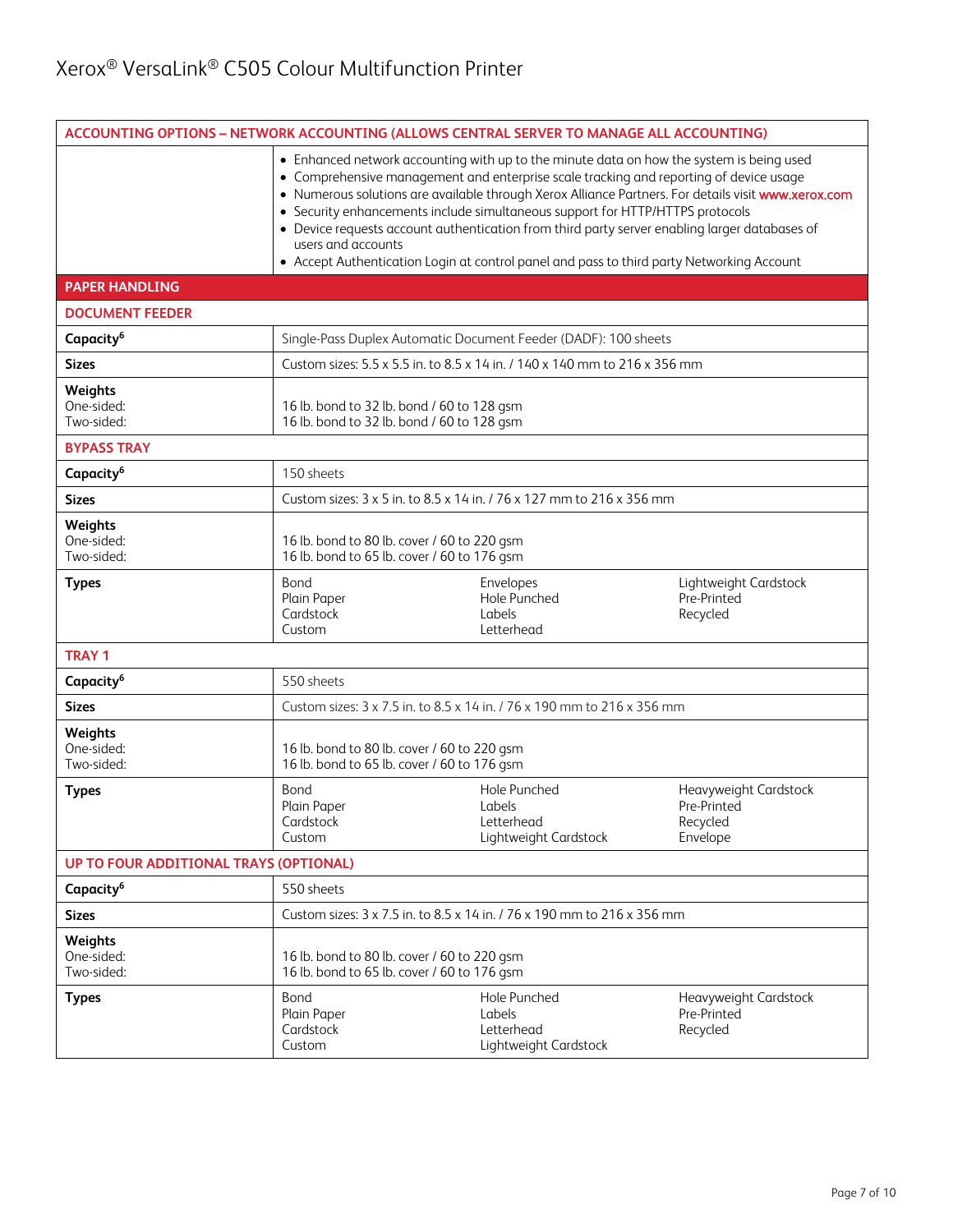| ACCOUNTING OPTIONS – NETWORK ACCOUNTING (ALLOWS CENTRAL SERVER TO MANAGE ALL ACCOUNTING) | | | |
|---|---|---|---|
| | • Enhanced network accounting with up to the minute data on how the system is being used<br>• Comprehensive management and enterprise scale tracking and reporting of device usage<br>• Numerous solutions are available through Xerox Alliance Partners. For details visit www.xerox.com<br>• Security enhancements include simultaneous support for HTTP/HTTPS protocols<br>• Device requests account authentication from third party server enabling larger databases of users and accounts<br>• Accept Authentication Login at control panel and pass to third party Networking Account | | |
| **PAPER HANDLING** | | | |
| **DOCUMENT FEEDER** | | | |
| **Capacity**[6] | Single-Pass Duplex Automatic Document Feeder (DADF): 100 sheets | | |
| **Sizes** | Custom sizes: 5.5 x 5.5 in. to 8.5 x 14 in. / 140 x 140 mm to 216 x 356 mm | | |
| **Weights**<br>One-sided:<br>Two-sided: | <br>16 lb. bond to 32 lb. bond / 60 to 128 gsm<br>16 lb. bond to 32 lb. bond / 60 to 128 gsm | | |
| **BYPASS TRAY** | | | |
| **Capacity**[6] | 150 sheets | | |
| **Sizes** | Custom sizes: 3 x 5 in. to 8.5 x 14 in. / 76 x 127 mm to 216 x 356 mm | | |
| **Weights**<br>One-sided:<br>Two-sided: | <br>16 lb. bond to 80 lb. cover / 60 to 220 gsm<br>16 lb. bond to 65 lb. cover / 60 to 176 gsm | | |
| **Types** | Bond<br>Plain Paper<br>Cardstock<br>Custom | Envelopes<br>Hole Punched<br>Labels<br>Letterhead | Lightweight Cardstock<br>Pre-Printed<br>Recycled |
| **TRAY 1** | | | |
| **Capacity**[6] | 550 sheets | | |
| **Sizes** | Custom sizes: 3 x 7.5 in. to 8.5 x 14 in. / 76 x 190 mm to 216 x 356 mm | | |
| **Weights**<br>One-sided:<br>Two-sided: | <br>16 lb. bond to 80 lb. cover / 60 to 220 gsm<br>16 lb. bond to 65 lb. cover / 60 to 176 gsm | | |
| **Types** | Bond<br>Plain Paper<br>Cardstock<br>Custom | Hole Punched<br>Labels<br>Letterhead<br>Lightweight Cardstock | Heavyweight Cardstock<br>Pre-Printed<br>Recycled<br>Envelope |
| **UP TO FOUR ADDITIONAL TRAYS (OPTIONAL)** | | | |
| **Capacity**[6] | 550 sheets | | |
| **Sizes** | Custom sizes: 3 x 7.5 in. to 8.5 x 14 in. / 76 x 190 mm to 216 x 356 mm | | |
| **Weights**<br>One-sided:<br>Two-sided: | <br>16 lb. bond to 80 lb. cover / 60 to 220 gsm<br>16 lb. bond to 65 lb. cover / 60 to 176 gsm | | |
| **Types** | Bond<br>Plain Paper<br>Cardstock<br>Custom | Hole Punched<br>Labels<br>Letterhead<br>Lightweight Cardstock | Heavyweight Cardstock<br>Pre-Printed<br>Recycled |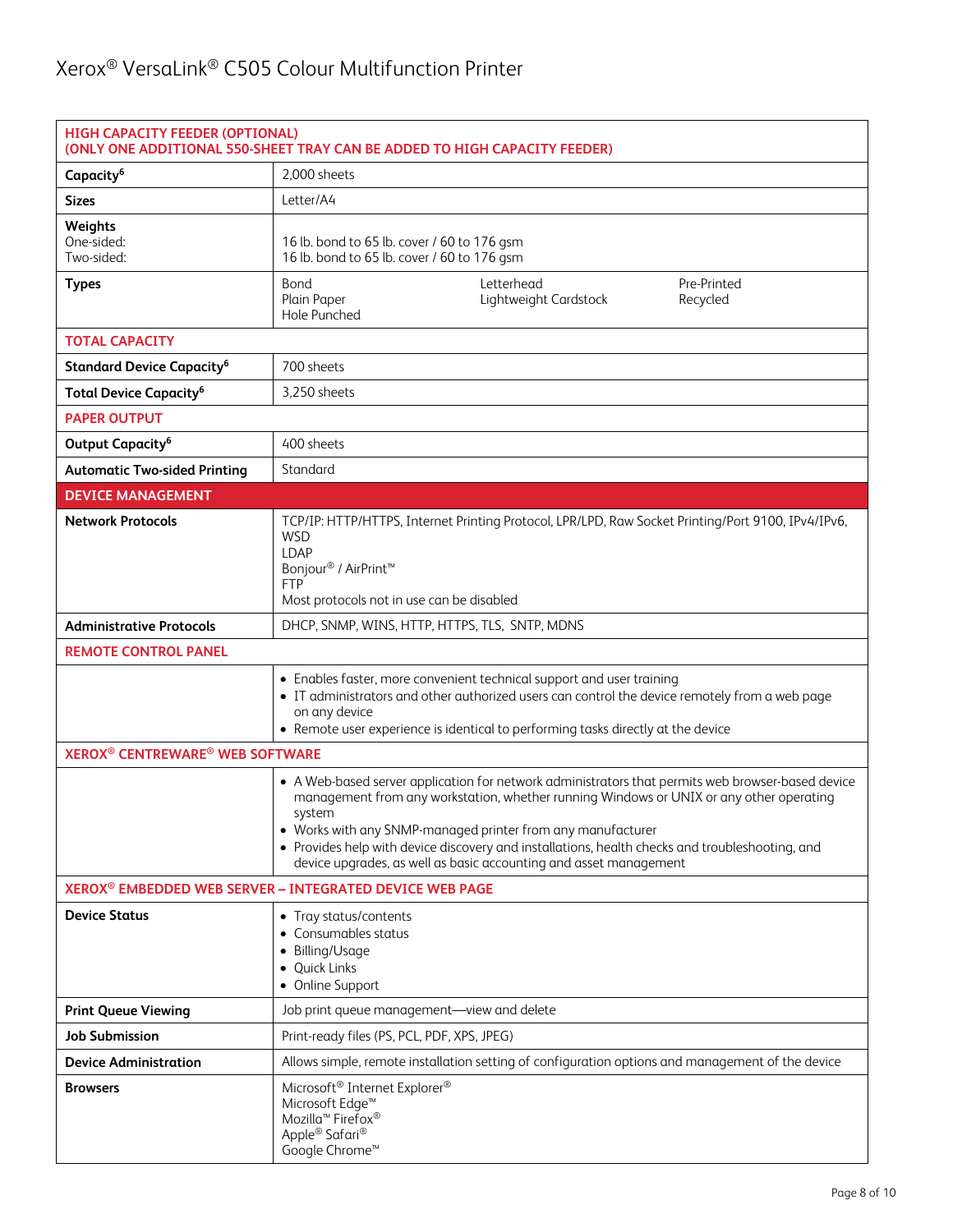| HIGH CAPACITY FEEDER (OPTIONAL) (ONLY ONE ADDITIONAL 550-SHEET TRAY CAN BE ADDED TO HIGH CAPACITY FEEDER) | |
|---|---|
| **Capacity**[6] | 2,000 sheets |
| **Sizes** | Letter/A4 |
| **Weights** One-sided: Two-sided: | 16 lb. bond to 65 lb. cover / 60 to 176 gsm 16 lb. bond to 65 lb. cover / 60 to 176 gsm |
| **Types** | Bond, Plain Paper, Hole Punched, Letterhead, Lightweight Cardstock, Pre-Printed, Recycled |
| **TOTAL CAPACITY** | |
| **Standard Device Capacity**[6] | 700 sheets |
| **Total Device Capacity**[6] | 3,250 sheets |
| **PAPER OUTPUT** | |
| **Output Capacity**[6] | 400 sheets |
| **Automatic Two-sided Printing** | Standard |

| DEVICE MANAGEMENT | |
|---|---|
| **Network Protocols** | TCP/IP: HTTP/HTTPS, Internet Printing Protocol, LPR/LPD, Raw Socket Printing/Port 9100, IPv4/IPv6, WSD<br>LDAP<br>Bonjour® / AirPrint™<br>FTP<br>Most protocols not in use can be disabled |
| **Administrative Protocols** | DHCP, SNMP, WINS, HTTP, HTTPS, TLS, SNTP, MDNS |
| **REMOTE CONTROL PANEL** | |
| | • Enables faster, more convenient technical support and user training<br>• IT administrators and other authorized users can control the device remotely from a web page on any device<br>• Remote user experience is identical to performing tasks directly at the device |
| **XEROX® CENTREWARE® WEB SOFTWARE** | |
| | • A Web-based server application for network administrators that permits web browser-based device management from any workstation, whether running Windows or UNIX or any other operating system<br>• Works with any SNMP-managed printer from any manufacturer<br>• Provides help with device discovery and installations, health checks and troubleshooting, and device upgrades, as well as basic accounting and asset management |
| **XEROX® EMBEDDED WEB SERVER – INTEGRATED DEVICE WEB PAGE** | |
| **Device Status** | • Tray status/contents<br>• Consumables status<br>• Billing/Usage<br>• Quick Links<br>• Online Support |
| **Print Queue Viewing** | Job print queue management—view and delete |
| **Job Submission** | Print-ready files (PS, PCL, PDF, XPS, JPEG) |
| **Device Administration** | Allows simple, remote installation setting of configuration options and management of the device |
| **Browsers** | Microsoft® Internet Explorer®<br>Microsoft Edge™<br>Mozilla™ Firefox®<br>Apple® Safari®<br>Google Chrome™ |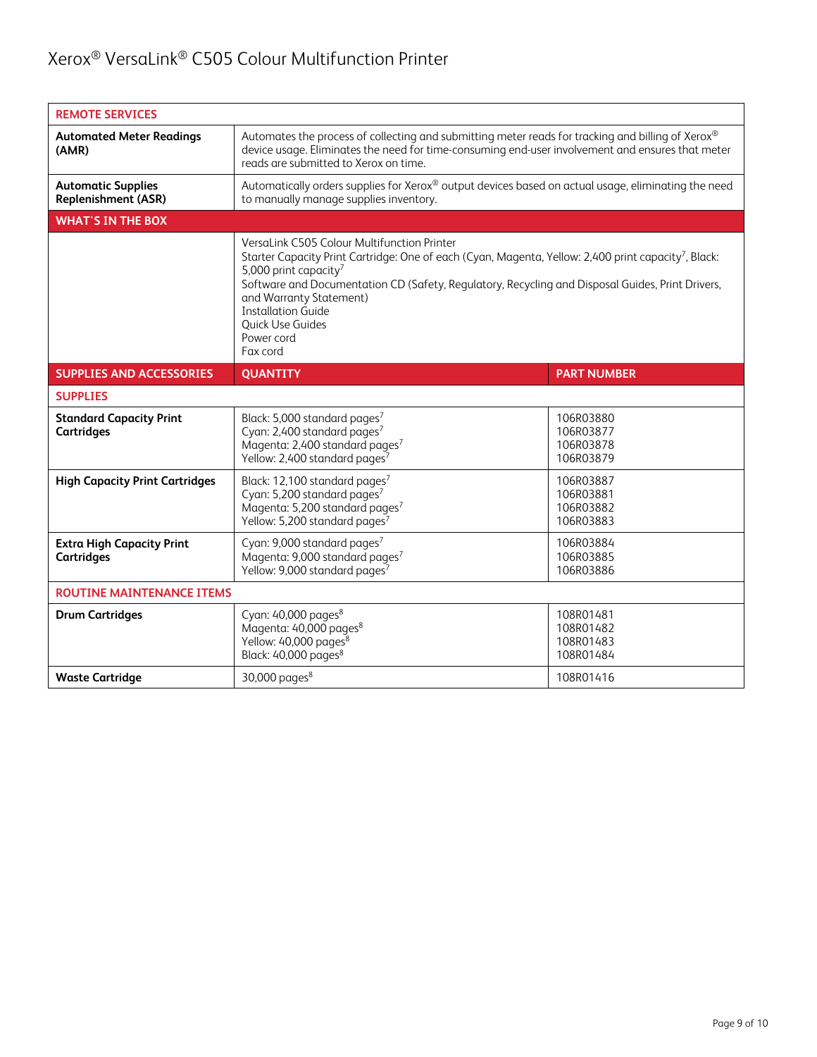| REMOTE SERVICES | | |
|---|---|---|
| **Automated Meter Readings (AMR)** | Automates the process of collecting and submitting meter reads for tracking and billing of Xerox® device usage. Eliminates the need for time-consuming end-user involvement and ensures that meter reads are submitted to Xerox on time. | |
| **Automatic Supplies Replenishment (ASR)** | Automatically orders supplies for Xerox® output devices based on actual usage, eliminating the need to manually manage supplies inventory. | |
| **WHAT'S IN THE BOX** | | |
| | VersaLink C505 Colour Multifunction Printer<br>Starter Capacity Print Cartridge: One of each (Cyan, Magenta, Yellow: 2,400 print capacity[7], Black: 5,000 print capacity[7]<br>Software and Documentation CD (Safety, Regulatory, Recycling and Disposal Guides, Print Drivers, and Warranty Statement)<br>Installation Guide<br>Quick Use Guides<br>Power cord<br>Fax cord | |
| **SUPPLIES AND ACCESSORIES** | **QUANTITY** | **PART NUMBER** |
| **SUPPLIES** | | |
| **Standard Capacity Print Cartridges** | Black: 5,000 standard pages[7]<br>Cyan: 2,400 standard pages[7]<br>Magenta: 2,400 standard pages[7]<br>Yellow: 2,400 standard pages[7] | 106R03880<br>106R03877<br>106R03878<br>106R03879 |
| **High Capacity Print Cartridges** | Black: 12,100 standard pages[7]<br>Cyan: 5,200 standard pages[7]<br>Magenta: 5,200 standard pages[7]<br>Yellow: 5,200 standard pages[7] | 106R03887<br>106R03881<br>106R03882<br>106R03883 |
| **Extra High Capacity Print Cartridges** | Cyan: 9,000 standard pages[7]<br>Magenta: 9,000 standard pages[7]<br>Yellow: 9,000 standard pages[7] | 106R03884<br>106R03885<br>106R03886 |
| **ROUTINE MAINTENANCE ITEMS** | | |
| **Drum Cartridges** | Cyan: 40,000 pages[8]<br>Magenta: 40,000 pages[8]<br>Yellow: 40,000 pages[8]<br>Black: 40,000 pages[8] | 108R01481<br>108R01482<br>108R01483<br>108R01484 |
| **Waste Cartridge** | 30,000 pages[8] | 108R01416 |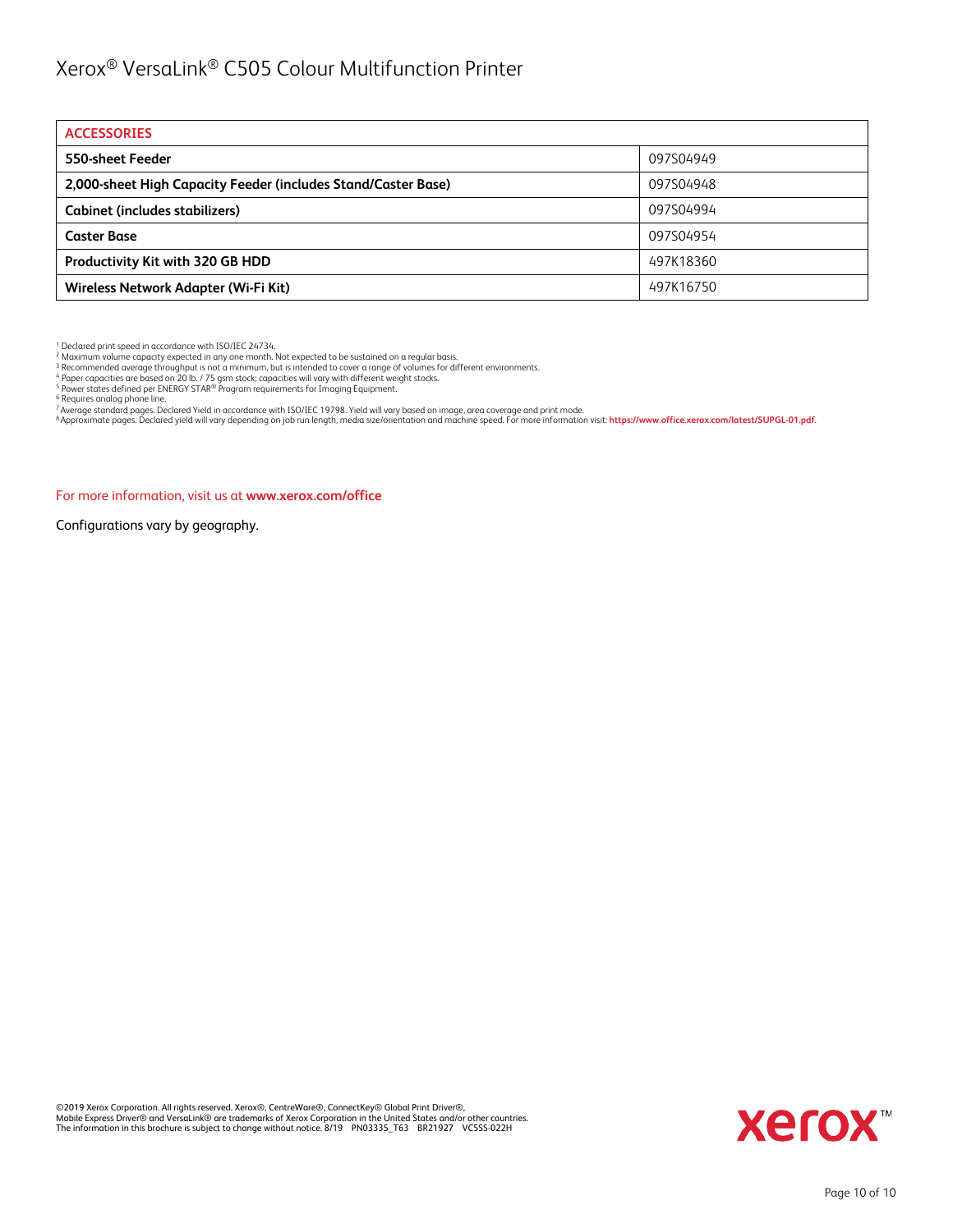| ACCESSORIES | |
|---|---|
| **550-sheet Feeder** | 097S04949 |
| **2,000-sheet High Capacity Feeder (includes Stand/Caster Base)** | 097S04948 |
| **Cabinet (includes stabilizers)** | 097S04994 |
| **Caster Base** | 097S04954 |
| **Productivity Kit with 320 GB HDD** | 497K18360 |
| **Wireless Network Adapter (Wi-Fi Kit)** | 497K16750 |

[1] Declared print speed in accordance with ISO/IEC 24734.
[2] Maximum volume capacity expected in any one month. Not expected to be sustained on a regular basis.
[3] Recommended average throughput is not a minimum, but is intended to cover a range of volumes for different environments.
[4] Paper capacities are based on 20 lb. / 75 gsm stock; capacities will vary with different weight stocks.
[5] Power states defined per ENERGY STAR® Program requirements for Imaging Equipment.
[6] Requires analog phone line.
[7] Average standard pages. Declared Yield in accordance with ISO/IEC 19798. Yield will vary based on image, area coverage and print mode.
[8] Approximate pages. Declared yield will vary depending on job run length, media size/orientation and machine speed. For more information visit: **https://www.office.xerox.com/latest/SUPGL-01.pdf**.

For more information, visit us at **www.xerox.com/office**

Configurations vary by geography.

©2019 Xerox Corporation. All rights reserved. Xerox®, CentreWare®, ConnectKey® Global Print Driver®, Mobile Express Driver® and VersaLink® are trademarks of Xerox Corporation in the United States and/or other countries. The information in this brochure is subject to change without notice. 8/19 PN03335_T63 BR21927 VC5SS-022H

xerox™